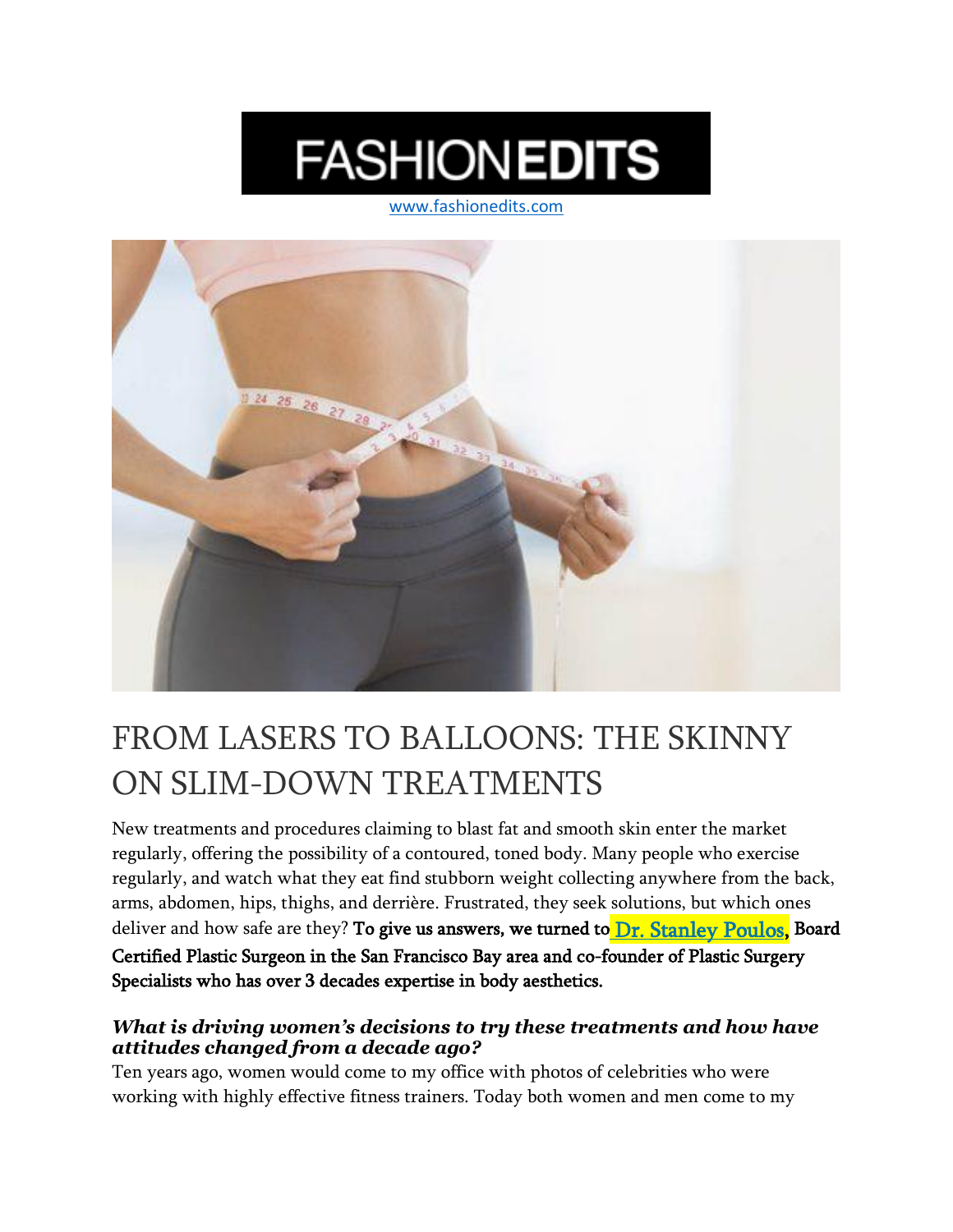# FASHIONEDITS

www.fashionedits.com

## FROM LASERS TO BALLOONS: THE SKINNY ON SLIM-DOWN TREATMENTS

New treatments and procedures claiming to blast fat and smooth skin enter the market regularly, offering the possibility of a contoured, toned body. Many people who exercise regularly, and watch what they eat find stubborn weight collecting anywhere from the back, arms, abdomen, hips, thighs, and derrière. Frustrated, they seek solutions, but which ones deliver and how safe are they? **To give us answers, we turned to Dr. Stanley Poulos, Board Certified Plastic Surgeon in the San Francisco Bay area and co-founder of Plastic Surgery Specialists who has over 3 decades expertise in body aesthetics.**

***What is driving women's decisions to try these treatments and how have attitudes changed from a decade ago?***

Ten years ago, women would come to my office with photos of celebrities who were working with highly effective fitness trainers. Today both women and men come to my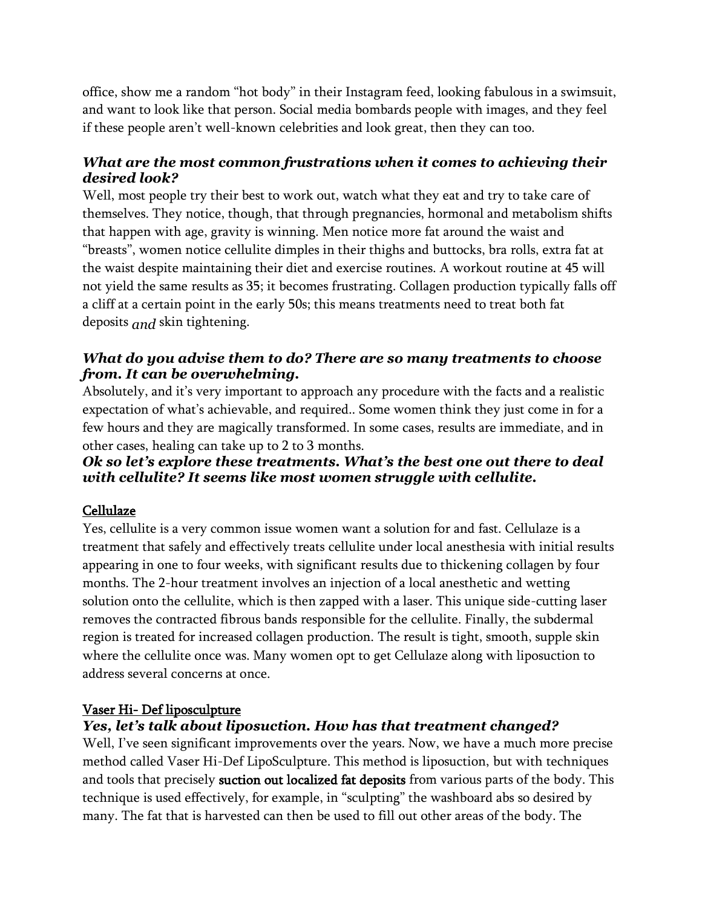office, show me a random "hot body" in their Instagram feed, looking fabulous in a swimsuit, and want to look like that person. Social media bombards people with images, and they feel if these people aren't well-known celebrities and look great, then they can too.

***What are the most common frustrations when it comes to achieving their desired look?***

Well, most people try their best to work out, watch what they eat and try to take care of themselves. They notice, though, that through pregnancies, hormonal and metabolism shifts that happen with age, gravity is winning. Men notice more fat around the waist and "breasts", women notice cellulite dimples in their thighs and buttocks, bra rolls, extra fat at the waist despite maintaining their diet and exercise routines. A workout routine at 45 will not yield the same results as 35; it becomes frustrating. Collagen production typically falls off a cliff at a certain point in the early 50s; this means treatments need to treat both fat deposits *and* skin tightening.

***What do you advise them to do? There are so many treatments to choose from. It can be overwhelming.***

Absolutely, and it's very important to approach any procedure with the facts and a realistic expectation of what's achievable, and required.. Some women think they just come in for a few hours and they are magically transformed. In some cases, results are immediate, and in other cases, healing can take up to 2 to 3 months.

***Ok so let's explore these treatments. What's the best one out there to deal with cellulite? It seems like most women struggle with cellulite.***

<u>Cellulaze</u>

Yes, cellulite is a very common issue women want a solution for and fast. Cellulaze is a treatment that safely and effectively treats cellulite under local anesthesia with initial results appearing in one to four weeks, with significant results due to thickening collagen by four months. The 2-hour treatment involves an injection of a local anesthetic and wetting solution onto the cellulite, which is then zapped with a laser. This unique side-cutting laser removes the contracted fibrous bands responsible for the cellulite. Finally, the subdermal region is treated for increased collagen production. The result is tight, smooth, supple skin where the cellulite once was. Many women opt to get Cellulaze along with liposuction to address several concerns at once.

<u>Vaser Hi- Def liposculpture</u>

***Yes, let's talk about liposuction. How has that treatment changed?***

Well, I've seen significant improvements over the years. Now, we have a much more precise method called Vaser Hi-Def LipoSculpture. This method is liposuction, but with techniques and tools that precisely suction out localized fat deposits from various parts of the body. This technique is used effectively, for example, in "sculpting" the washboard abs so desired by many. The fat that is harvested can then be used to fill out other areas of the body. The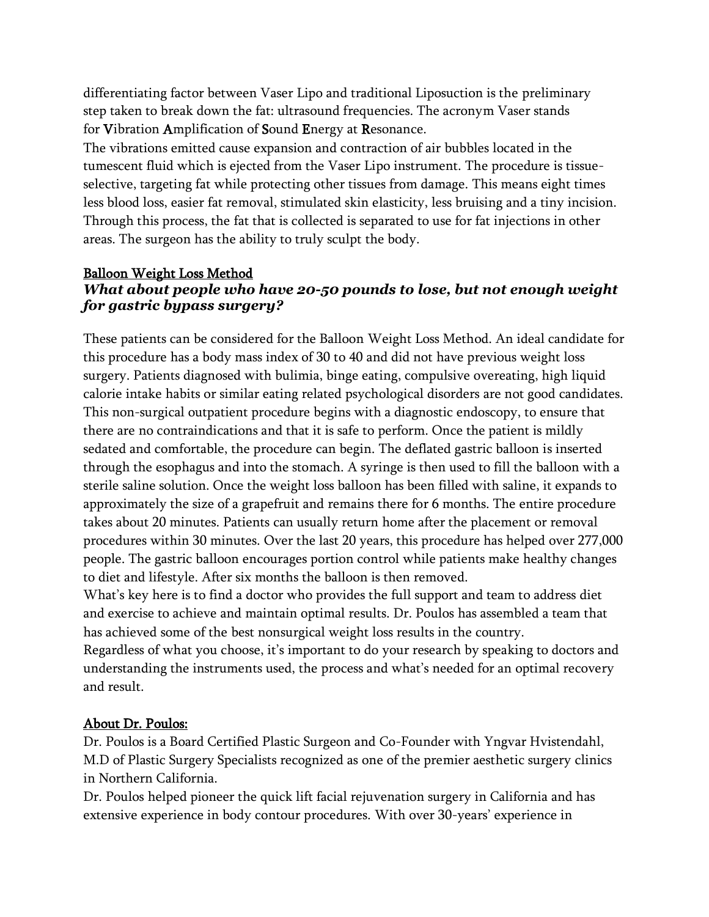differentiating factor between Vaser Lipo and traditional Liposuction is the preliminary step taken to break down the fat: ultrasound frequencies. The acronym Vaser stands for **V**ibration **A**mplification of **S**ound **E**nergy at **R**esonance.

The vibrations emitted cause expansion and contraction of air bubbles located in the tumescent fluid which is ejected from the Vaser Lipo instrument. The procedure is tissue-selective, targeting fat while protecting other tissues from damage. This means eight times less blood loss, easier fat removal, stimulated skin elasticity, less bruising and a tiny incision. Through this process, the fat that is collected is separated to use for fat injections in other areas. The surgeon has the ability to truly sculpt the body.

<u>Balloon Weight Loss Method</u>

***What about people who have 20-50 pounds to lose, but not enough weight for gastric bypass surgery?***

These patients can be considered for the Balloon Weight Loss Method. An ideal candidate for this procedure has a body mass index of 30 to 40 and did not have previous weight loss surgery. Patients diagnosed with bulimia, binge eating, compulsive overeating, high liquid calorie intake habits or similar eating related psychological disorders are not good candidates. This non-surgical outpatient procedure begins with a diagnostic endoscopy, to ensure that there are no contraindications and that it is safe to perform. Once the patient is mildly sedated and comfortable, the procedure can begin. The deflated gastric balloon is inserted through the esophagus and into the stomach. A syringe is then used to fill the balloon with a sterile saline solution. Once the weight loss balloon has been filled with saline, it expands to approximately the size of a grapefruit and remains there for 6 months. The entire procedure takes about 20 minutes. Patients can usually return home after the placement or removal procedures within 30 minutes. Over the last 20 years, this procedure has helped over 277,000 people. The gastric balloon encourages portion control while patients make healthy changes to diet and lifestyle. After six months the balloon is then removed.

What's key here is to find a doctor who provides the full support and team to address diet and exercise to achieve and maintain optimal results. Dr. Poulos has assembled a team that has achieved some of the best nonsurgical weight loss results in the country.

Regardless of what you choose, it's important to do your research by speaking to doctors and understanding the instruments used, the process and what's needed for an optimal recovery and result.

<u>About Dr. Poulos:</u>

Dr. Poulos is a Board Certified Plastic Surgeon and Co-Founder with Yngvar Hvistendahl, M.D of Plastic Surgery Specialists recognized as one of the premier aesthetic surgery clinics in Northern California.

Dr. Poulos helped pioneer the quick lift facial rejuvenation surgery in California and has extensive experience in body contour procedures. With over 30-years' experience in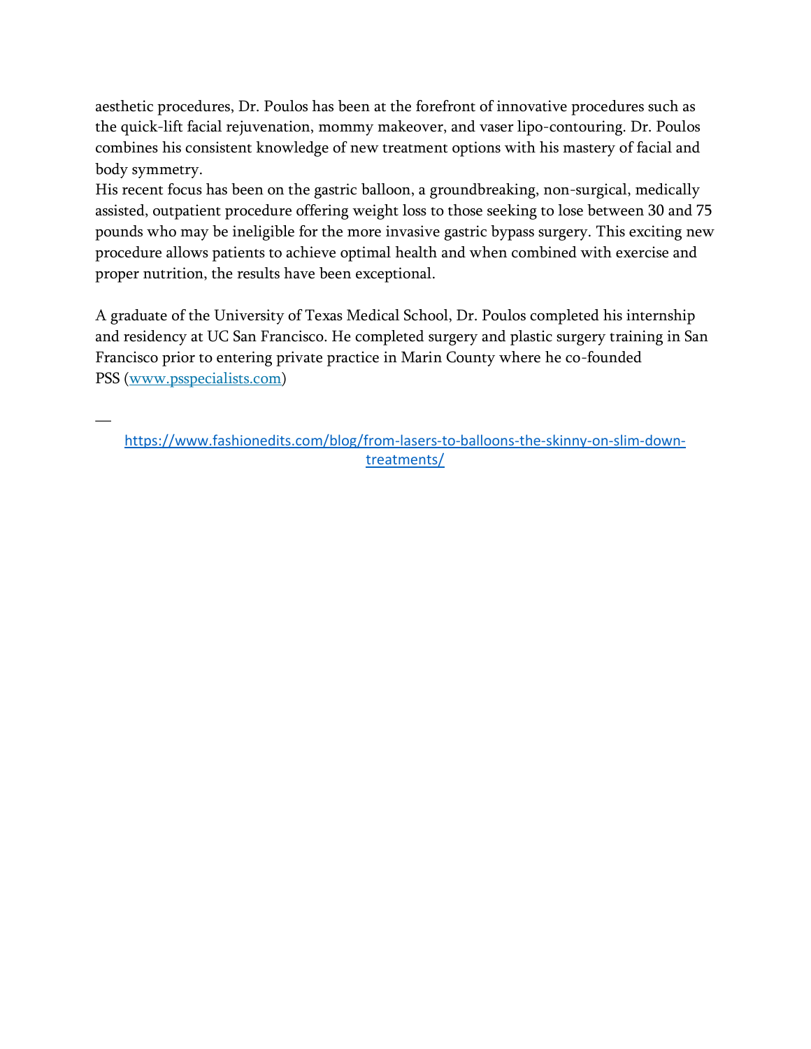aesthetic procedures, Dr. Poulos has been at the forefront of innovative procedures such as the quick-lift facial rejuvenation, mommy makeover, and vaser lipo-contouring. Dr. Poulos combines his consistent knowledge of new treatment options with his mastery of facial and body symmetry.
His recent focus has been on the gastric balloon, a groundbreaking, non-surgical, medically assisted, outpatient procedure offering weight loss to those seeking to lose between 30 and 75 pounds who may be ineligible for the more invasive gastric bypass surgery. This exciting new procedure allows patients to achieve optimal health and when combined with exercise and proper nutrition, the results have been exceptional.

A graduate of the University of Texas Medical School, Dr. Poulos completed his internship and residency at UC San Francisco. He completed surgery and plastic surgery training in San Francisco prior to entering private practice in Marin County where he co-founded PSS ([www.psspecialists.com](www.psspecialists.com))

—

[https://www.fashionedits.com/blog/from-lasers-to-balloons-the-skinny-on-slim-down-treatments/](https://www.fashionedits.com/blog/from-lasers-to-balloons-the-skinny-on-slim-down-treatments/)